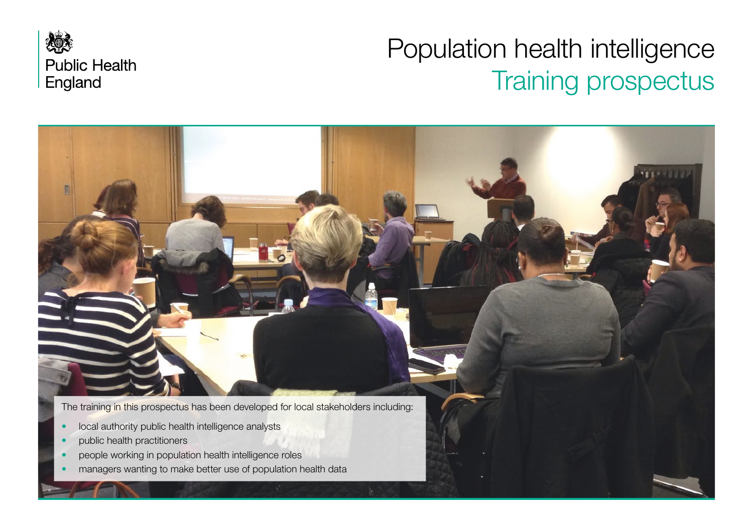Public Health England

# Population health intelligence

## Training prospectus

The training in this prospectus has been developed for local stakeholders including:

- local authority public health intelligence analysts
- public health practitioners
- people working in population health intelligence roles
- managers wanting to make better use of population health data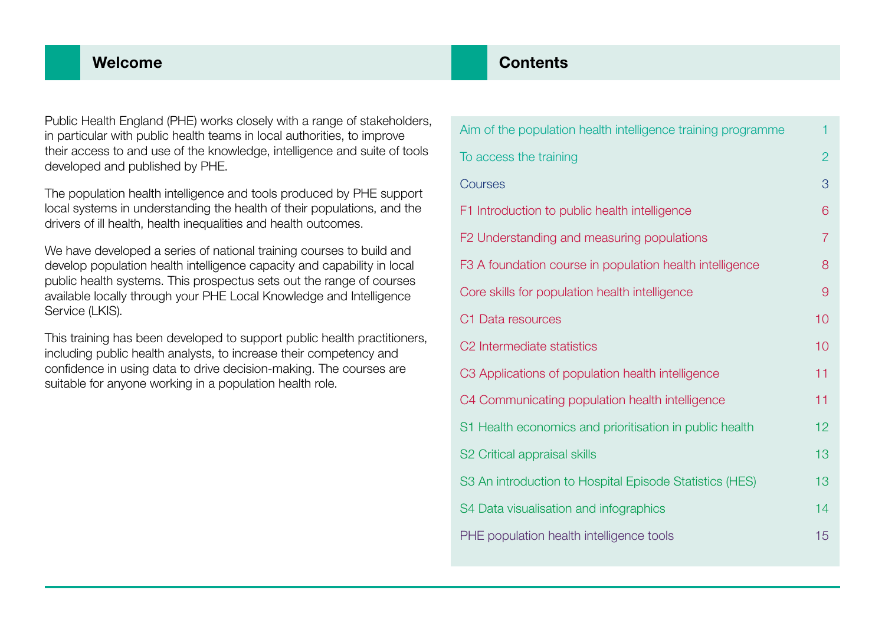## Welcome

Public Health England (PHE) works closely with a range of stakeholders, in particular with public health teams in local authorities, to improve their access to and use of the knowledge, intelligence and suite of tools developed and published by PHE.

The population health intelligence and tools produced by PHE support local systems in understanding the health of their populations, and the drivers of ill health, health inequalities and health outcomes.

We have developed a series of national training courses to build and develop population health intelligence capacity and capability in local public health systems. This prospectus sets out the range of courses available locally through your PHE Local Knowledge and Intelligence Service (LKIS).

This training has been developed to support public health practitioners, including public health analysts, to increase their competency and confidence in using data to drive decision-making. The courses are suitable for anyone working in a population health role.

## Contents

| | |
|---|---|
| Aim of the population health intelligence training programme | 1 |
| To access the training | 2 |
| Courses | 3 |
| F1 Introduction to public health intelligence | 6 |
| F2 Understanding and measuring populations | 7 |
| F3 A foundation course in population health intelligence | 8 |
| Core skills for population health intelligence | 9 |
| C1 Data resources | 10 |
| C2 Intermediate statistics | 10 |
| C3 Applications of population health intelligence | 11 |
| C4 Communicating population health intelligence | 11 |
| S1 Health economics and prioritisation in public health | 12 |
| S2 Critical appraisal skills | 13 |
| S3 An introduction to Hospital Episode Statistics (HES) | 13 |
| S4 Data visualisation and infographics | 14 |
| PHE population health intelligence tools | 15 |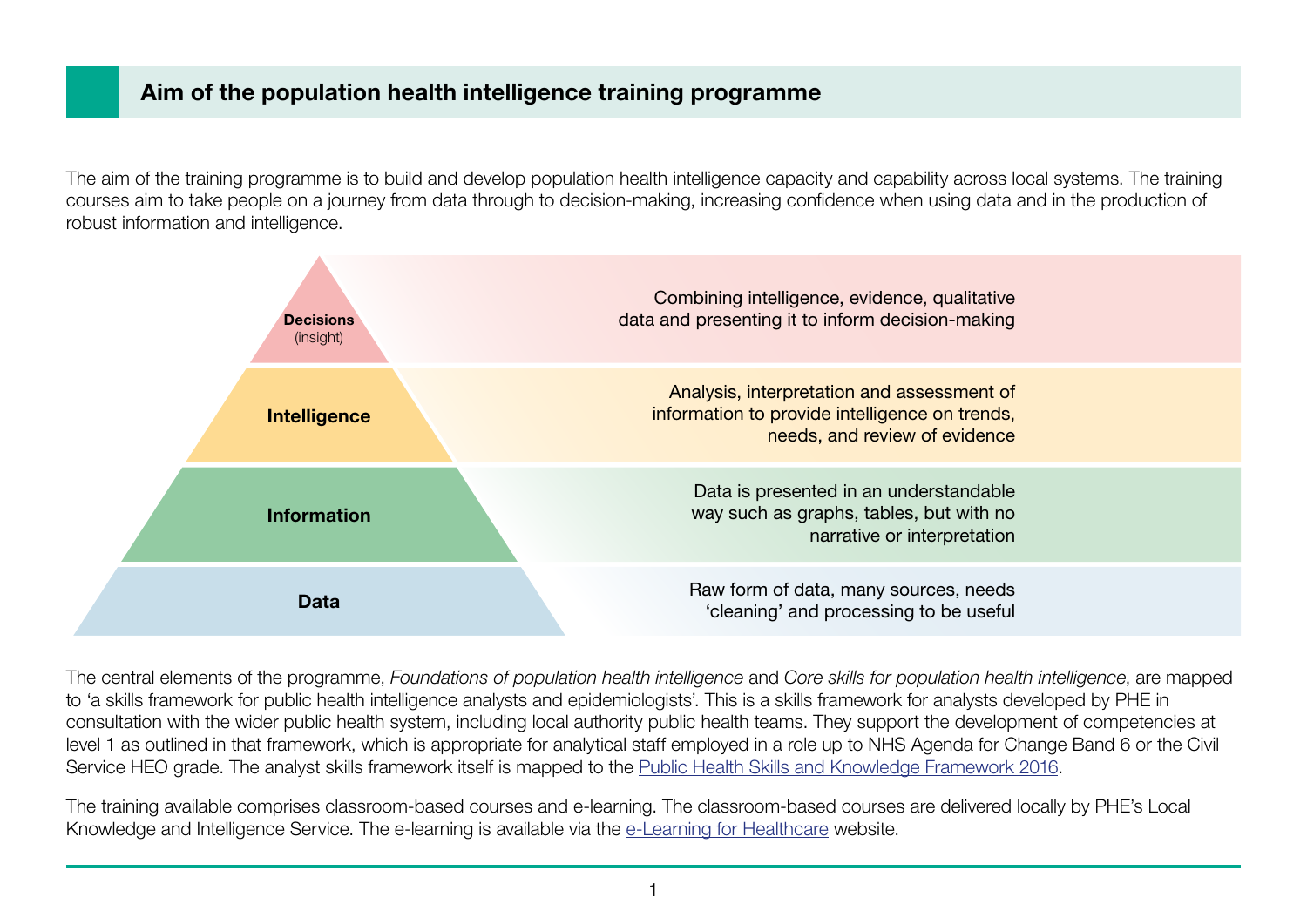## Aim of the population health intelligence training programme

The aim of the training programme is to build and develop population health intelligence capacity and capability across local systems. The training courses aim to take people on a journey from data through to decision-making, increasing confidence when using data and in the production of robust information and intelligence.

| Level | Description |
|---|---|
| **Decisions** (insight) | Combining intelligence, evidence, qualitative data and presenting it to inform decision-making |
| **Intelligence** | Analysis, interpretation and assessment of information to provide intelligence on trends, needs, and review of evidence |
| **Information** | Data is presented in an understandable way such as graphs, tables, but with no narrative or interpretation |
| **Data** | Raw form of data, many sources, needs 'cleaning' and processing to be useful |

The central elements of the programme, *Foundations of population health intelligence* and *Core skills for population health intelligence*, are mapped to 'a skills framework for public health intelligence analysts and epidemiologists'. This is a skills framework for analysts developed by PHE in consultation with the wider public health system, including local authority public health teams. They support the development of competencies at level 1 as outlined in that framework, which is appropriate for analytical staff employed in a role up to NHS Agenda for Change Band 6 or the Civil Service HEO grade. The analyst skills framework itself is mapped to the Public Health Skills and Knowledge Framework 2016.

The training available comprises classroom-based courses and e-learning. The classroom-based courses are delivered locally by PHE's Local Knowledge and Intelligence Service. The e-learning is available via the e-Learning for Healthcare website.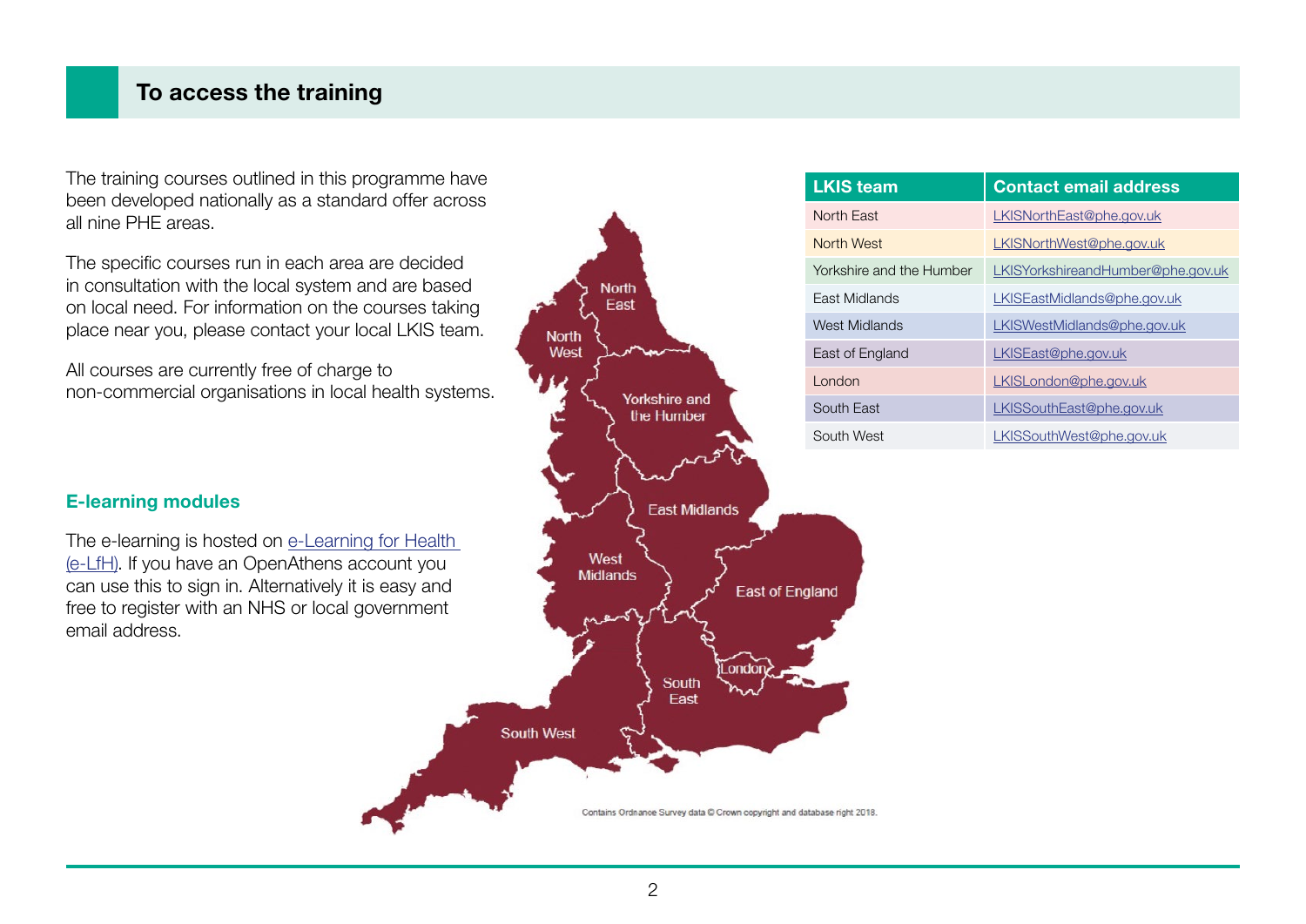## To access the training

The training courses outlined in this programme have been developed nationally as a standard offer across all nine PHE areas.

The specific courses run in each area are decided in consultation with the local system and are based on local need. For information on the courses taking place near you, please contact your local LKIS team.

All courses are currently free of charge to non-commercial organisations in local health systems.

| LKIS team | Contact email address |
|---|---|
| North East | LKISNorthEast@phe.gov.uk |
| North West | LKISNorthWest@phe.gov.uk |
| Yorkshire and the Humber | LKISYorkshireandHumber@phe.gov.uk |
| East Midlands | LKISEastMidlands@phe.gov.uk |
| West Midlands | LKISWestMidlands@phe.gov.uk |
| East of England | LKISEast@phe.gov.uk |
| London | LKISLondon@phe.gov.uk |
| South East | LKISSouthEast@phe.gov.uk |
| South West | LKISSouthWest@phe.gov.uk |

North East
North West
Yorkshire and the Humber
East Midlands
West Midlands
East of England
London
South East
South West

Contains Ordnance Survey data © Crown copyright and database right 2018.

### E-learning modules

The e-learning is hosted on [e-Learning for Health (e-LfH)](). If you have an OpenAthens account you can use this to sign in. Alternatively it is easy and free to register with an NHS or local government email address.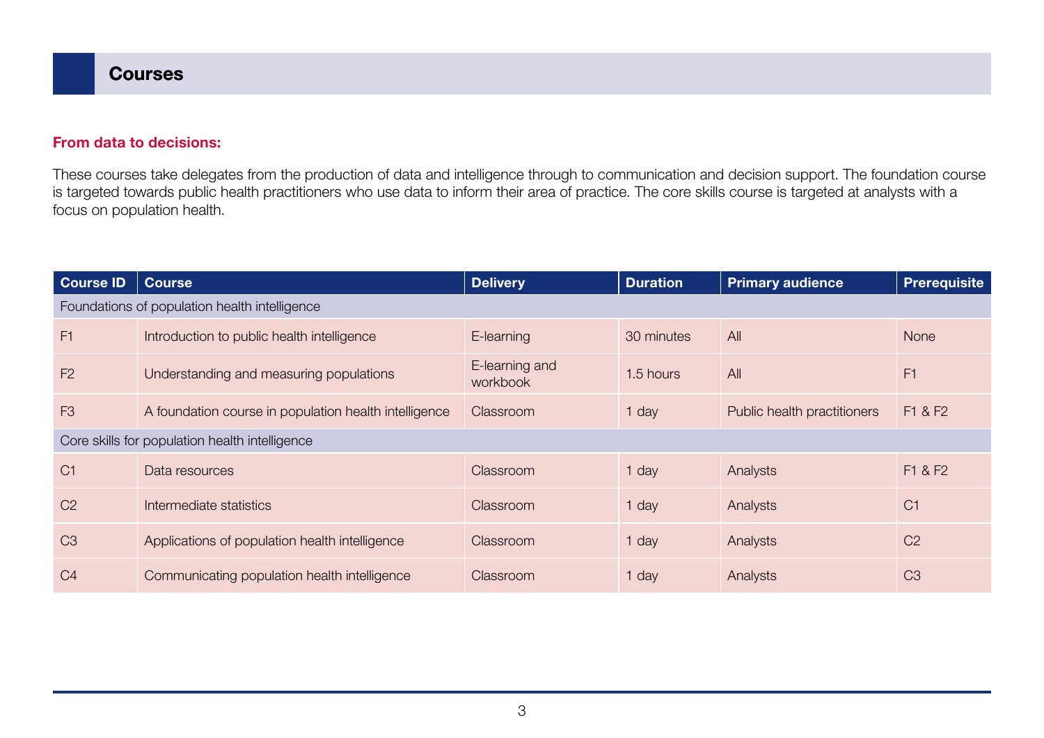## Courses

**From data to decisions:**

These courses take delegates from the production of data and intelligence through to communication and decision support. The foundation course is targeted towards public health practitioners who use data to inform their area of practice. The core skills course is targeted at analysts with a focus on population health.

| Course ID | Course | Delivery | Duration | Primary audience | Prerequisite |
|---|---|---|---|---|---|
| Foundations of population health intelligence | | | | | |
| F1 | Introduction to public health intelligence | E-learning | 30 minutes | All | None |
| F2 | Understanding and measuring populations | E-learning and workbook | 1.5 hours | All | F1 |
| F3 | A foundation course in population health intelligence | Classroom | 1 day | Public health practitioners | F1 & F2 |
| Core skills for population health intelligence | | | | | |
| C1 | Data resources | Classroom | 1 day | Analysts | F1 & F2 |
| C2 | Intermediate statistics | Classroom | 1 day | Analysts | C1 |
| C3 | Applications of population health intelligence | Classroom | 1 day | Analysts | C2 |
| C4 | Communicating population health intelligence | Classroom | 1 day | Analysts | C3 |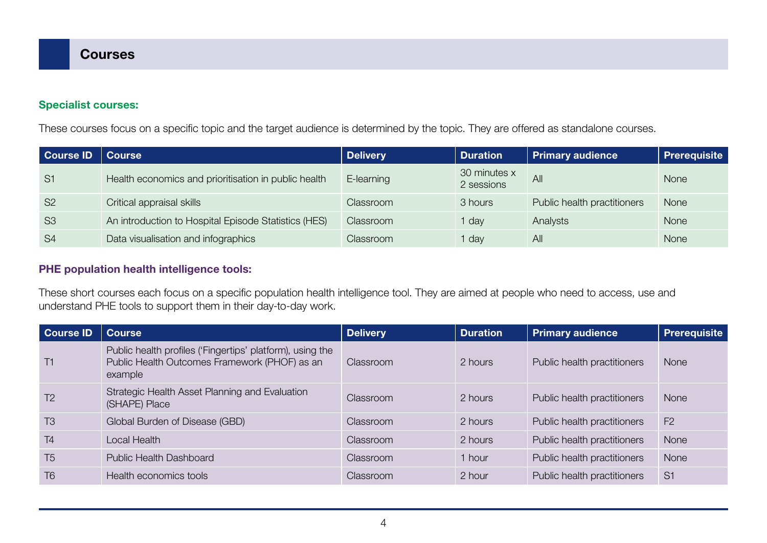## Courses

**Specialist courses:**

These courses focus on a specific topic and the target audience is determined by the topic. They are offered as standalone courses.

| Course ID | Course | Delivery | Duration | Primary audience | Prerequisite |
|---|---|---|---|---|---|
| S1 | Health economics and prioritisation in public health | E-learning | 30 minutes x 2 sessions | All | None |
| S2 | Critical appraisal skills | Classroom | 3 hours | Public health practitioners | None |
| S3 | An introduction to Hospital Episode Statistics (HES) | Classroom | 1 day | Analysts | None |
| S4 | Data visualisation and infographics | Classroom | 1 day | All | None |

**PHE population health intelligence tools:**

These short courses each focus on a specific population health intelligence tool. They are aimed at people who need to access, use and understand PHE tools to support them in their day-to-day work.

| Course ID | Course | Delivery | Duration | Primary audience | Prerequisite |
|---|---|---|---|---|---|
| T1 | Public health profiles ('Fingertips' platform), using the Public Health Outcomes Framework (PHOF) as an example | Classroom | 2 hours | Public health practitioners | None |
| T2 | Strategic Health Asset Planning and Evaluation (SHAPE) Place | Classroom | 2 hours | Public health practitioners | None |
| T3 | Global Burden of Disease (GBD) | Classroom | 2 hours | Public health practitioners | F2 |
| T4 | Local Health | Classroom | 2 hours | Public health practitioners | None |
| T5 | Public Health Dashboard | Classroom | 1 hour | Public health practitioners | None |
| T6 | Health economics tools | Classroom | 2 hour | Public health practitioners | S1 |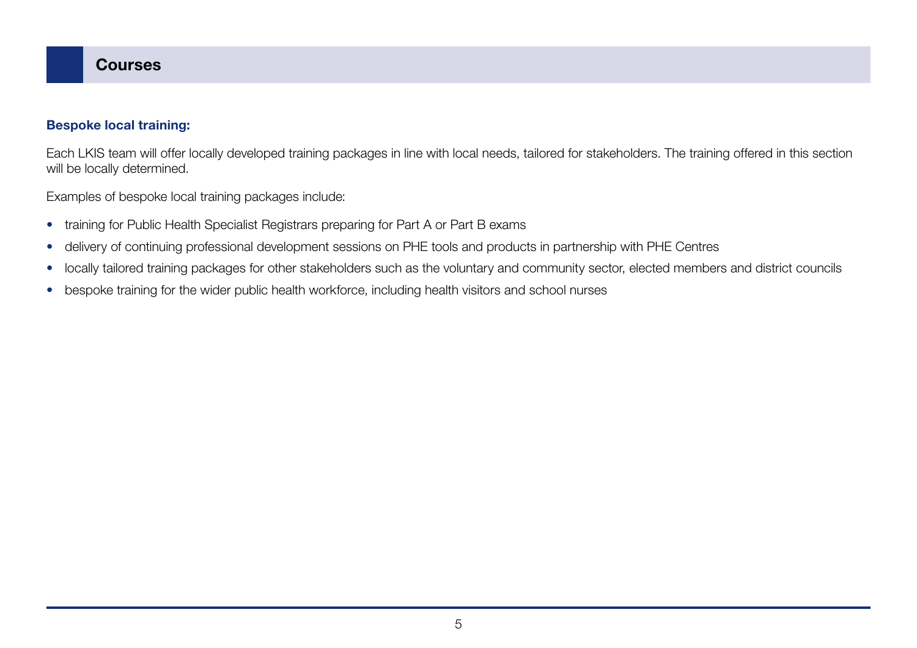## Courses

### Bespoke local training:

Each LKIS team will offer locally developed training packages in line with local needs, tailored for stakeholders. The training offered in this section will be locally determined.

Examples of bespoke local training packages include:

- training for Public Health Specialist Registrars preparing for Part A or Part B exams
- delivery of continuing professional development sessions on PHE tools and products in partnership with PHE Centres
- locally tailored training packages for other stakeholders such as the voluntary and community sector, elected members and district councils
- bespoke training for the wider public health workforce, including health visitors and school nurses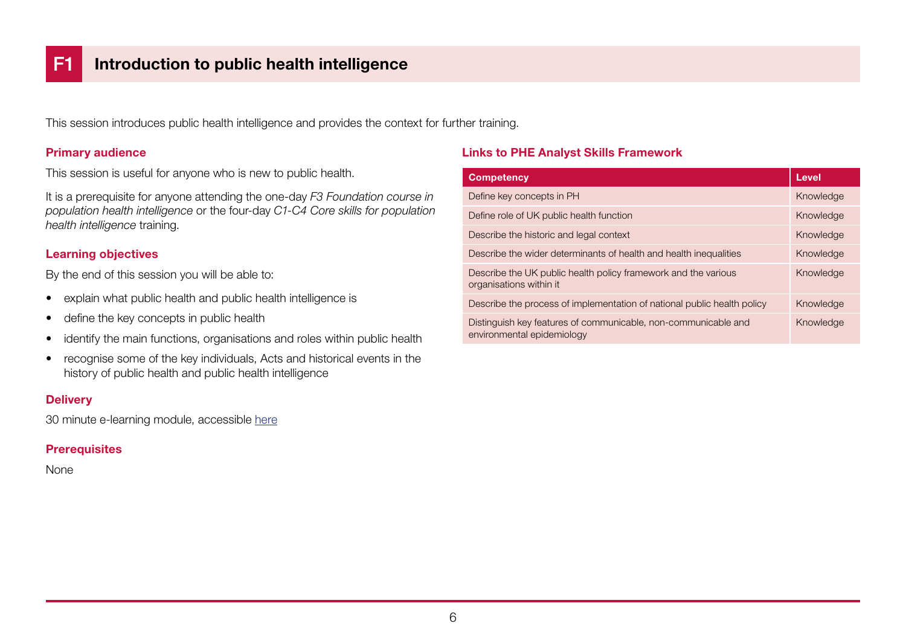# F1 Introduction to public health intelligence

This session introduces public health intelligence and provides the context for further training.

### Primary audience

This session is useful for anyone who is new to public health.

It is a prerequisite for anyone attending the one-day *F3 Foundation course in population health intelligence* or the four-day *C1-C4 Core skills for population health intelligence* training.

### Learning objectives

By the end of this session you will be able to:

- explain what public health and public health intelligence is
- define the key concepts in public health
- identify the main functions, organisations and roles within public health
- recognise some of the key individuals, Acts and historical events in the history of public health and public health intelligence

### Delivery

30 minute e-learning module, accessible here

### Prerequisites

None

### Links to PHE Analyst Skills Framework

| Competency | Level |
|---|---|
| Define key concepts in PH | Knowledge |
| Define role of UK public health function | Knowledge |
| Describe the historic and legal context | Knowledge |
| Describe the wider determinants of health and health inequalities | Knowledge |
| Describe the UK public health policy framework and the various organisations within it | Knowledge |
| Describe the process of implementation of national public health policy | Knowledge |
| Distinguish key features of communicable, non-communicable and environmental epidemiology | Knowledge |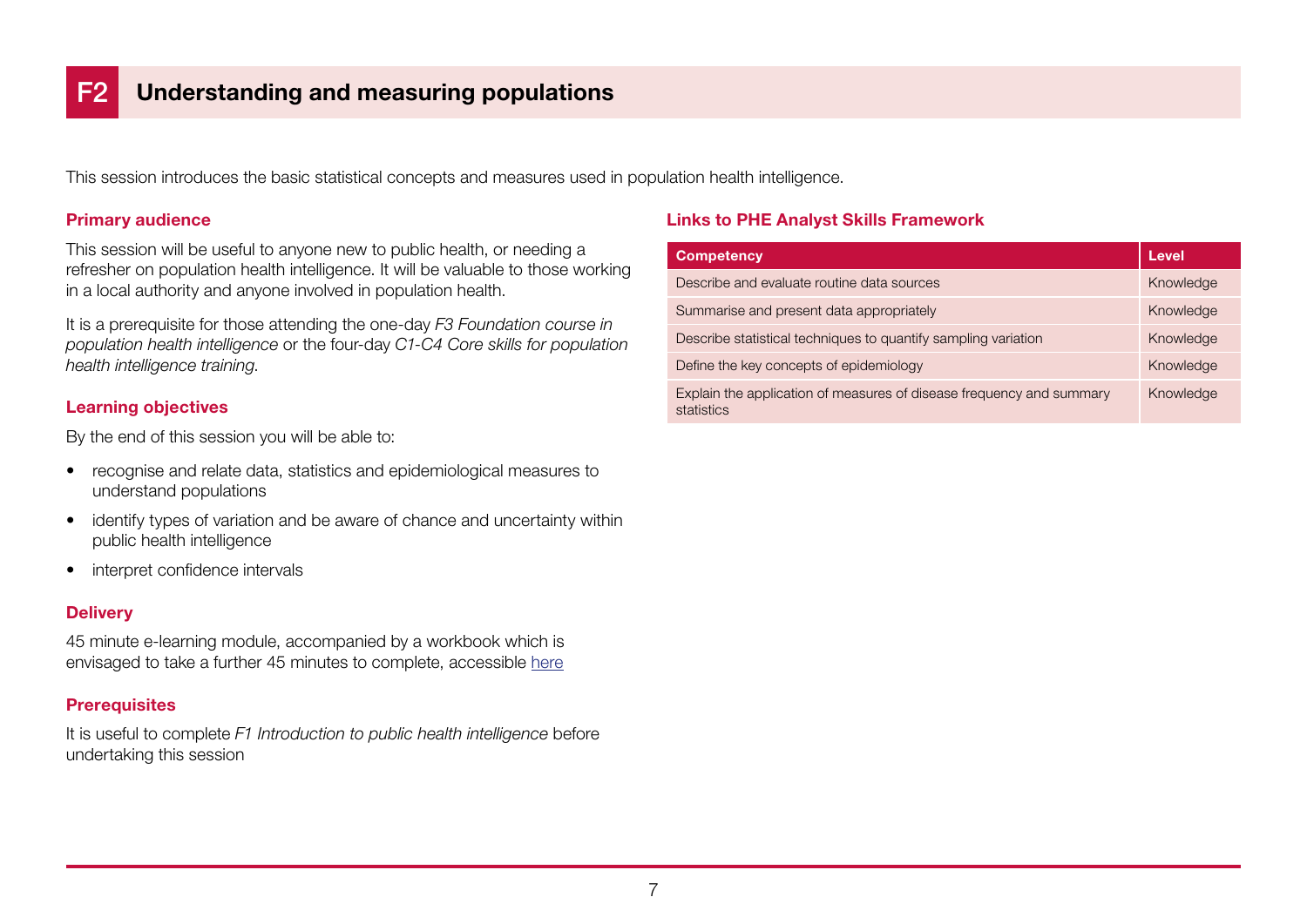# F2 Understanding and measuring populations

This session introduces the basic statistical concepts and measures used in population health intelligence.

### Primary audience

This session will be useful to anyone new to public health, or needing a refresher on population health intelligence. It will be valuable to those working in a local authority and anyone involved in population health.

It is a prerequisite for those attending the one-day *F3 Foundation course in population health intelligence* or the four-day *C1-C4 Core skills for population health intelligence training*.

### Learning objectives

By the end of this session you will be able to:

- recognise and relate data, statistics and epidemiological measures to understand populations
- identify types of variation and be aware of chance and uncertainty within public health intelligence
- interpret confidence intervals

### Delivery

45 minute e-learning module, accompanied by a workbook which is envisaged to take a further 45 minutes to complete, accessible here

### Prerequisites

It is useful to complete *F1 Introduction to public health intelligence* before undertaking this session

### Links to PHE Analyst Skills Framework

| Competency | Level |
| --- | --- |
| Describe and evaluate routine data sources | Knowledge |
| Summarise and present data appropriately | Knowledge |
| Describe statistical techniques to quantify sampling variation | Knowledge |
| Define the key concepts of epidemiology | Knowledge |
| Explain the application of measures of disease frequency and summary statistics | Knowledge |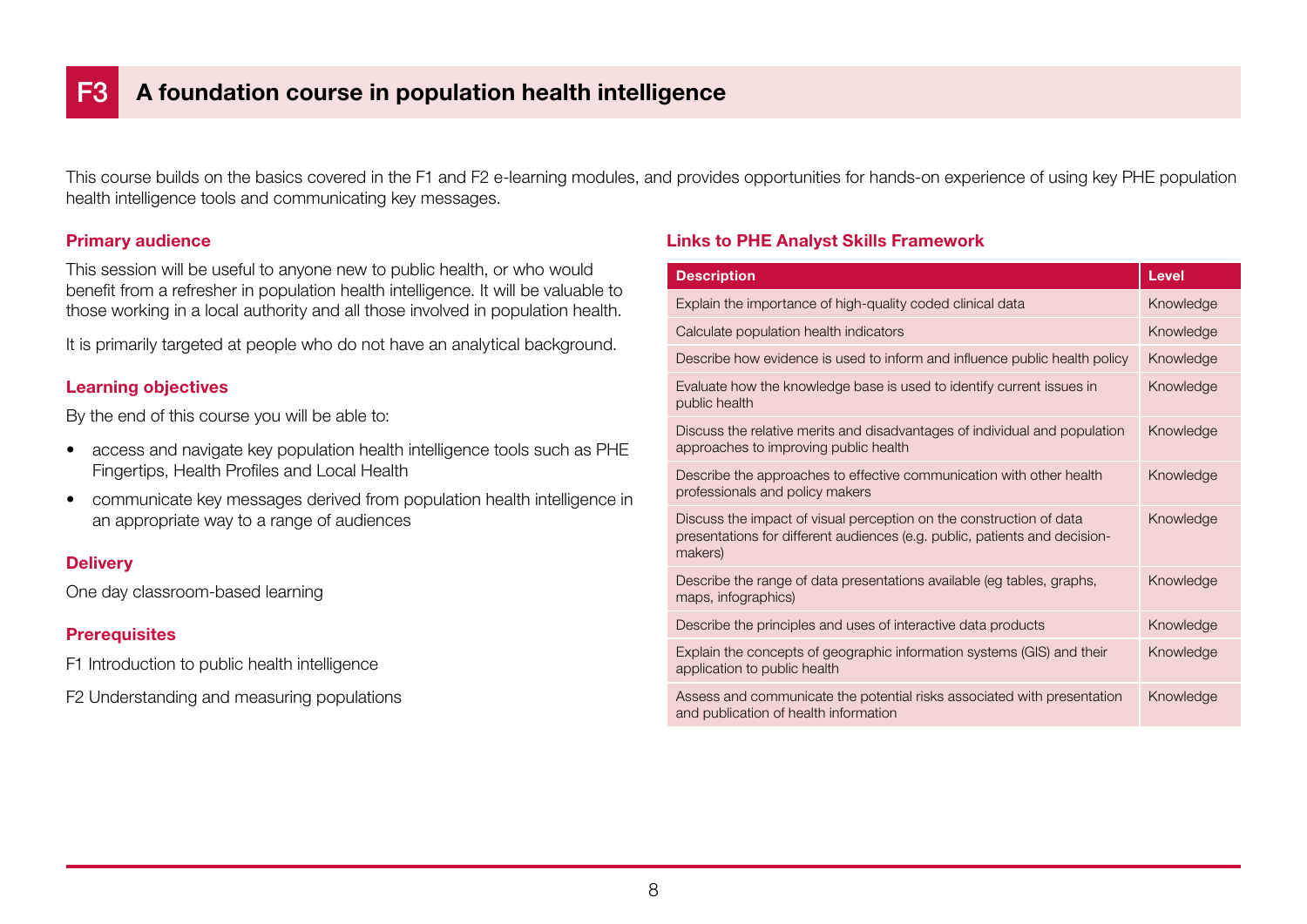# F3 A foundation course in population health intelligence

This course builds on the basics covered in the F1 and F2 e-learning modules, and provides opportunities for hands-on experience of using key PHE population health intelligence tools and communicating key messages.

### Primary audience

This session will be useful to anyone new to public health, or who would benefit from a refresher in population health intelligence. It will be valuable to those working in a local authority and all those involved in population health.

It is primarily targeted at people who do not have an analytical background.

### Learning objectives

By the end of this course you will be able to:

- access and navigate key population health intelligence tools such as PHE Fingertips, Health Profiles and Local Health
- communicate key messages derived from population health intelligence in an appropriate way to a range of audiences

### Delivery

One day classroom-based learning

### Prerequisites

F1 Introduction to public health intelligence

F2 Understanding and measuring populations

### Links to PHE Analyst Skills Framework

| Description | Level |
| --- | --- |
| Explain the importance of high-quality coded clinical data | Knowledge |
| Calculate population health indicators | Knowledge |
| Describe how evidence is used to inform and influence public health policy | Knowledge |
| Evaluate how the knowledge base is used to identify current issues in public health | Knowledge |
| Discuss the relative merits and disadvantages of individual and population approaches to improving public health | Knowledge |
| Describe the approaches to effective communication with other health professionals and policy makers | Knowledge |
| Discuss the impact of visual perception on the construction of data presentations for different audiences (e.g. public, patients and decision-makers) | Knowledge |
| Describe the range of data presentations available (eg tables, graphs, maps, infographics) | Knowledge |
| Describe the principles and uses of interactive data products | Knowledge |
| Explain the concepts of geographic information systems (GIS) and their application to public health | Knowledge |
| Assess and communicate the potential risks associated with presentation and publication of health information | Knowledge |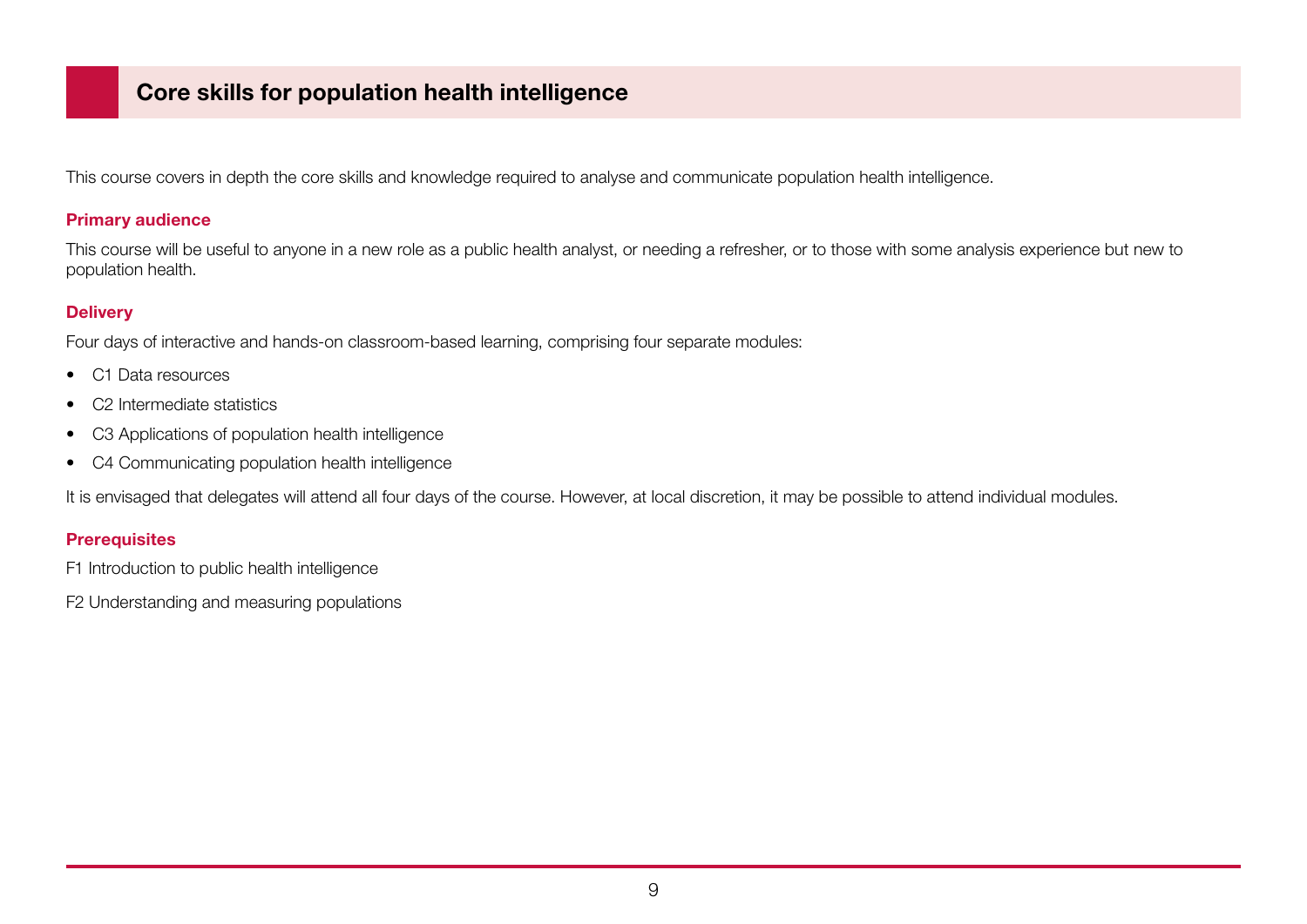## Core skills for population health intelligence

This course covers in depth the core skills and knowledge required to analyse and communicate population health intelligence.

### Primary audience

This course will be useful to anyone in a new role as a public health analyst, or needing a refresher, or to those with some analysis experience but new to population health.

### Delivery

Four days of interactive and hands-on classroom-based learning, comprising four separate modules:

- C1 Data resources
- C2 Intermediate statistics
- C3 Applications of population health intelligence
- C4 Communicating population health intelligence

It is envisaged that delegates will attend all four days of the course. However, at local discretion, it may be possible to attend individual modules.

### Prerequisites

F1 Introduction to public health intelligence

F2 Understanding and measuring populations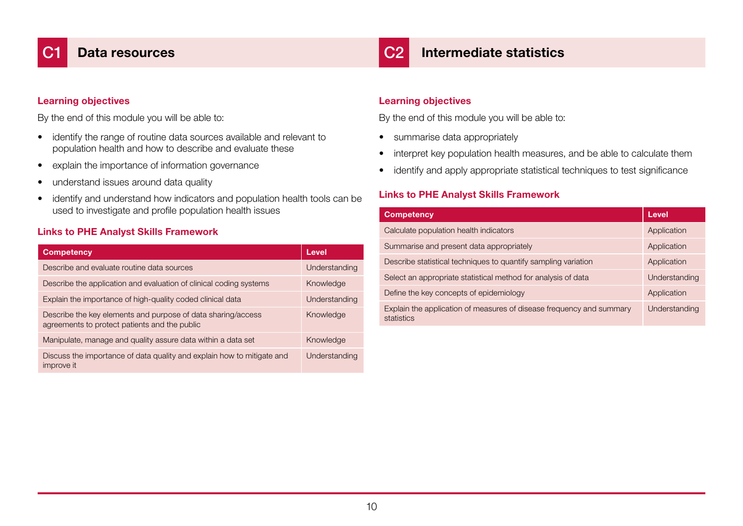## C1 Data resources

### Learning objectives

By the end of this module you will be able to:

- identify the range of routine data sources available and relevant to population health and how to describe and evaluate these
- explain the importance of information governance
- understand issues around data quality
- identify and understand how indicators and population health tools can be used to investigate and profile population health issues

### Links to PHE Analyst Skills Framework

| Competency | Level |
|---|---|
| Describe and evaluate routine data sources | Understanding |
| Describe the application and evaluation of clinical coding systems | Knowledge |
| Explain the importance of high-quality coded clinical data | Understanding |
| Describe the key elements and purpose of data sharing/access agreements to protect patients and the public | Knowledge |
| Manipulate, manage and quality assure data within a data set | Knowledge |
| Discuss the importance of data quality and explain how to mitigate and improve it | Understanding |

## C2 Intermediate statistics

### Learning objectives

By the end of this module you will be able to:

- summarise data appropriately
- interpret key population health measures, and be able to calculate them
- identify and apply appropriate statistical techniques to test significance

### Links to PHE Analyst Skills Framework

| Competency | Level |
|---|---|
| Calculate population health indicators | Application |
| Summarise and present data appropriately | Application |
| Describe statistical techniques to quantify sampling variation | Application |
| Select an appropriate statistical method for analysis of data | Understanding |
| Define the key concepts of epidemiology | Application |
| Explain the application of measures of disease frequency and summary statistics | Understanding |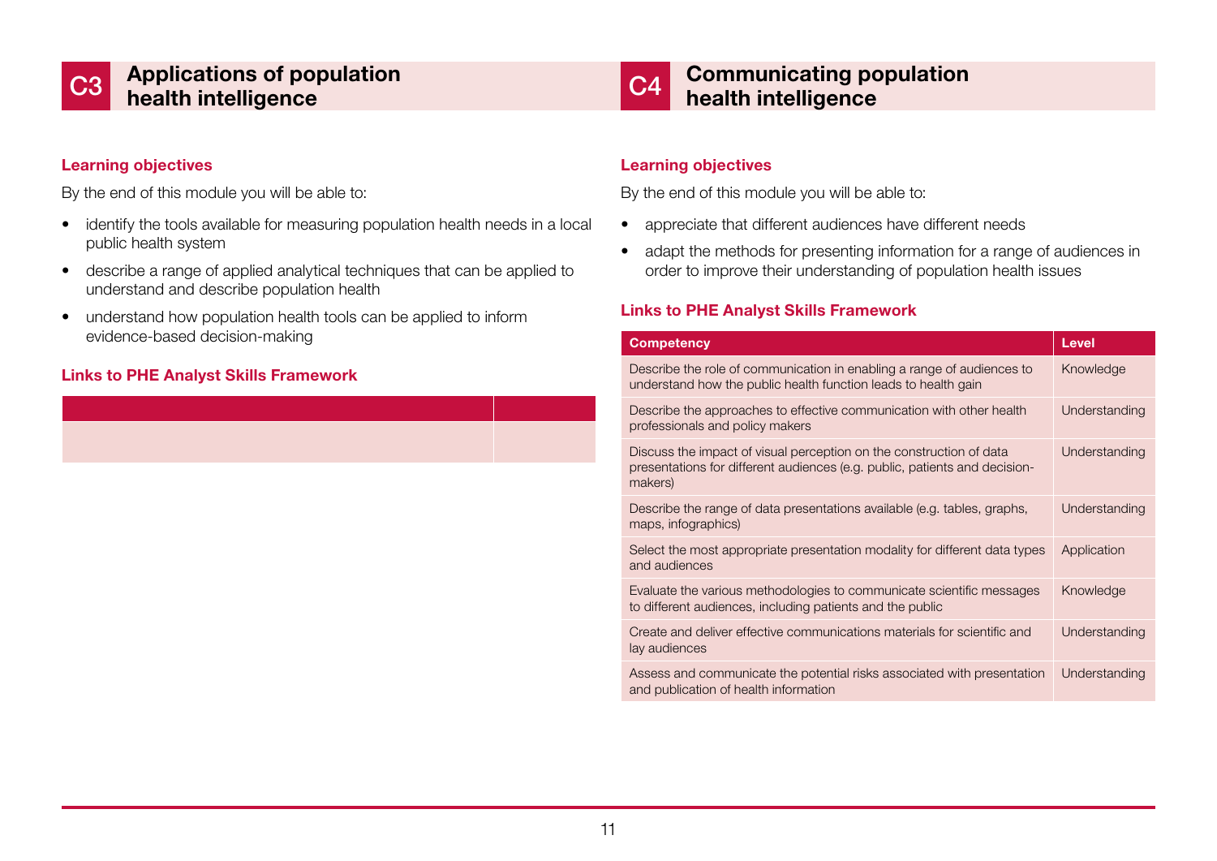## C3 Applications of population health intelligence

### Learning objectives

By the end of this module you will be able to:

- identify the tools available for measuring population health needs in a local public health system
- describe a range of applied analytical techniques that can be applied to understand and describe population health
- understand how population health tools can be applied to inform evidence-based decision-making

### Links to PHE Analyst Skills Framework

| | |
|---|---|
| | |

## C4 Communicating population health intelligence

### Learning objectives

By the end of this module you will be able to:

- appreciate that different audiences have different needs
- adapt the methods for presenting information for a range of audiences in order to improve their understanding of population health issues

### Links to PHE Analyst Skills Framework

| Competency | Level |
|---|---|
| Describe the role of communication in enabling a range of audiences to understand how the public health function leads to health gain | Knowledge |
| Describe the approaches to effective communication with other health professionals and policy makers | Understanding |
| Discuss the impact of visual perception on the construction of data presentations for different audiences (e.g. public, patients and decision-makers) | Understanding |
| Describe the range of data presentations available (e.g. tables, graphs, maps, infographics) | Understanding |
| Select the most appropriate presentation modality for different data types and audiences | Application |
| Evaluate the various methodologies to communicate scientific messages to different audiences, including patients and the public | Knowledge |
| Create and deliver effective communications materials for scientific and lay audiences | Understanding |
| Assess and communicate the potential risks associated with presentation and publication of health information | Understanding |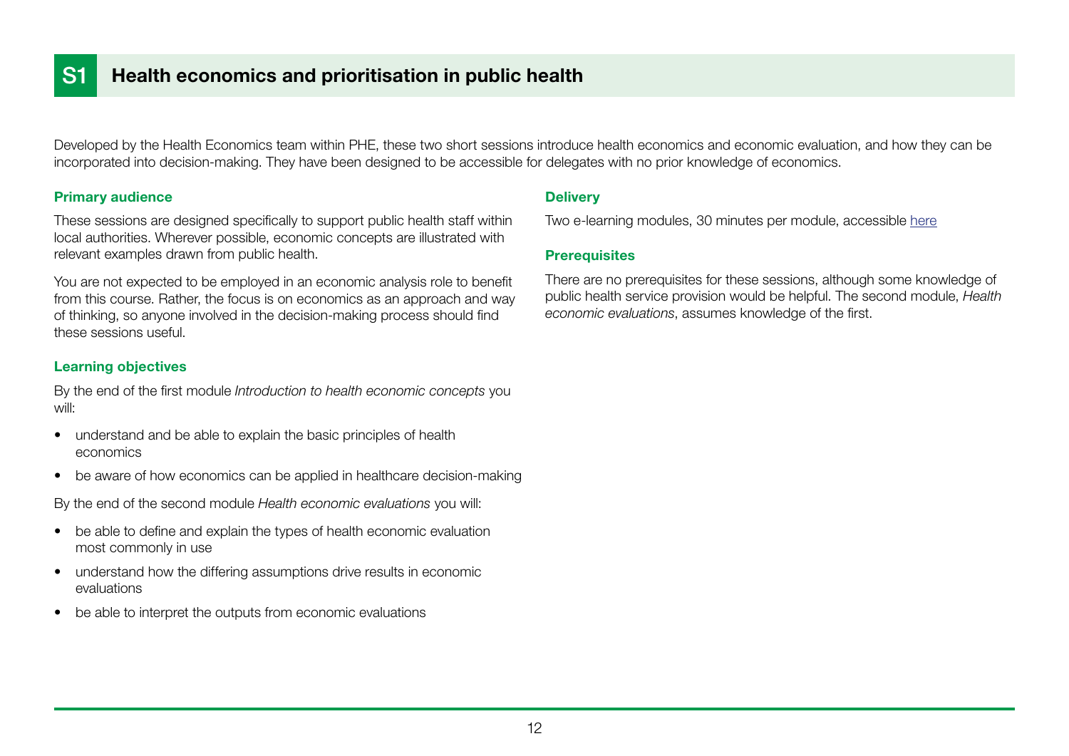# S1 Health economics and prioritisation in public health

Developed by the Health Economics team within PHE, these two short sessions introduce health economics and economic evaluation, and how they can be incorporated into decision-making. They have been designed to be accessible for delegates with no prior knowledge of economics.

### Primary audience

These sessions are designed specifically to support public health staff within local authorities. Wherever possible, economic concepts are illustrated with relevant examples drawn from public health.

You are not expected to be employed in an economic analysis role to benefit from this course. Rather, the focus is on economics as an approach and way of thinking, so anyone involved in the decision-making process should find these sessions useful.

### Learning objectives

By the end of the first module *Introduction to health economic concepts* you will:

- understand and be able to explain the basic principles of health economics
- be aware of how economics can be applied in healthcare decision-making

By the end of the second module *Health economic evaluations* you will:

- be able to define and explain the types of health economic evaluation most commonly in use
- understand how the differing assumptions drive results in economic evaluations
- be able to interpret the outputs from economic evaluations

### Delivery

Two e-learning modules, 30 minutes per module, accessible here

### Prerequisites

There are no prerequisites for these sessions, although some knowledge of public health service provision would be helpful. The second module, *Health economic evaluations*, assumes knowledge of the first.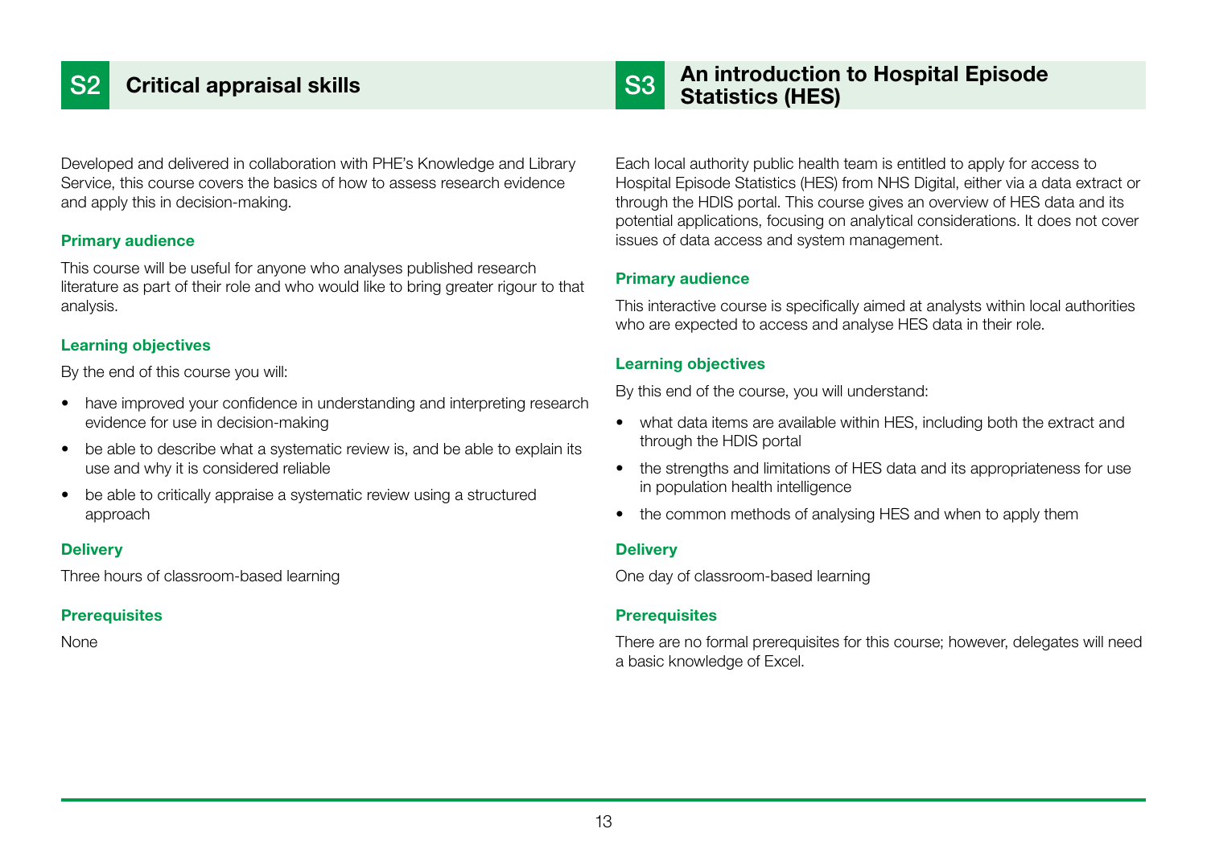## S2 Critical appraisal skills

Developed and delivered in collaboration with PHE's Knowledge and Library Service, this course covers the basics of how to assess research evidence and apply this in decision-making.

### Primary audience

This course will be useful for anyone who analyses published research literature as part of their role and who would like to bring greater rigour to that analysis.

### Learning objectives

By the end of this course you will:

- have improved your confidence in understanding and interpreting research evidence for use in decision-making
- be able to describe what a systematic review is, and be able to explain its use and why it is considered reliable
- be able to critically appraise a systematic review using a structured approach

### Delivery

Three hours of classroom-based learning

### Prerequisites

None

## S3 An introduction to Hospital Episode Statistics (HES)

Each local authority public health team is entitled to apply for access to Hospital Episode Statistics (HES) from NHS Digital, either via a data extract or through the HDIS portal. This course gives an overview of HES data and its potential applications, focusing on analytical considerations. It does not cover issues of data access and system management.

### Primary audience

This interactive course is specifically aimed at analysts within local authorities who are expected to access and analyse HES data in their role.

### Learning objectives

By this end of the course, you will understand:

- what data items are available within HES, including both the extract and through the HDIS portal
- the strengths and limitations of HES data and its appropriateness for use in population health intelligence
- the common methods of analysing HES and when to apply them

### Delivery

One day of classroom-based learning

### Prerequisites

There are no formal prerequisites for this course; however, delegates will need a basic knowledge of Excel.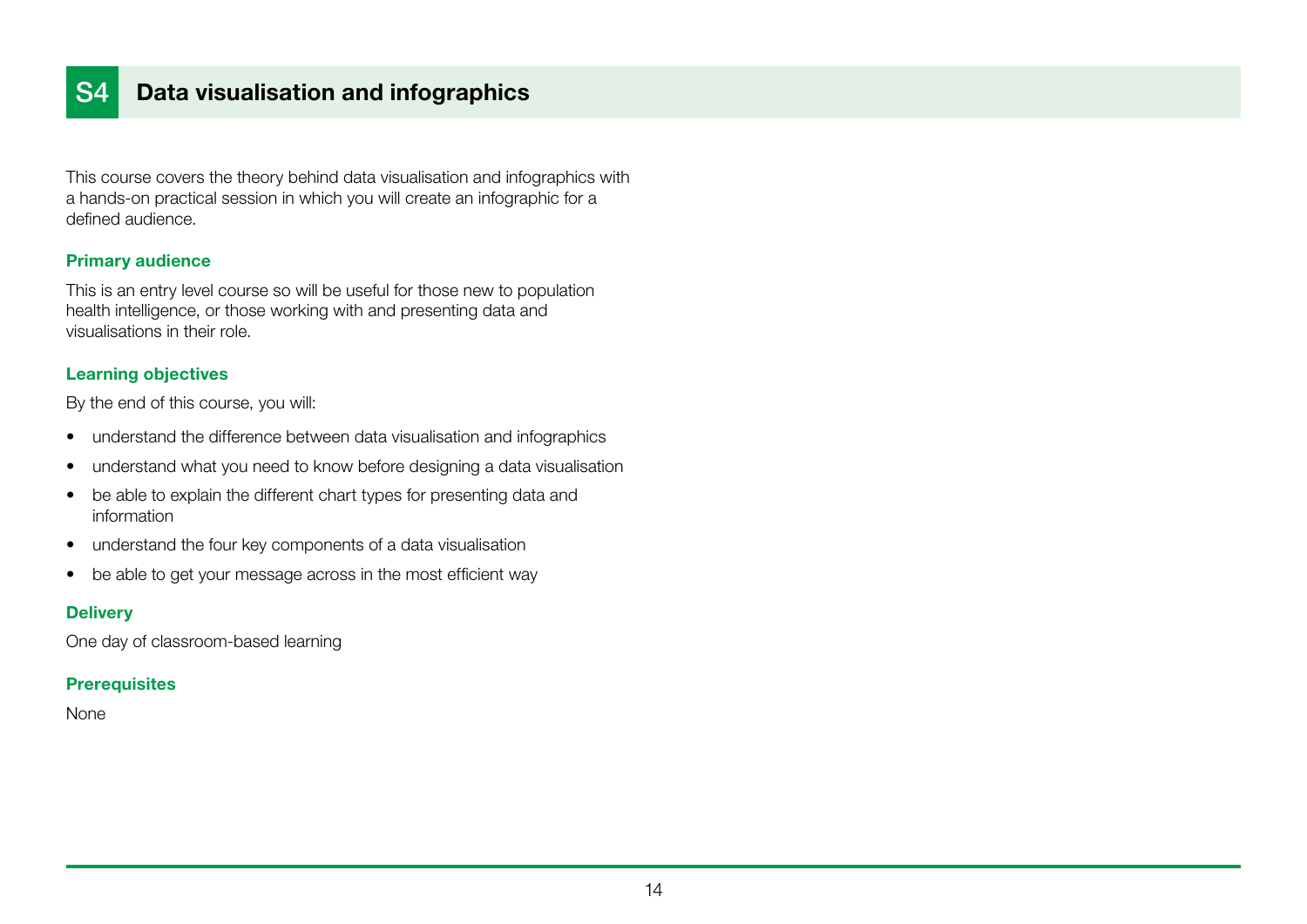## S4 Data visualisation and infographics

This course covers the theory behind data visualisation and infographics with a hands-on practical session in which you will create an infographic for a defined audience.

### Primary audience

This is an entry level course so will be useful for those new to population health intelligence, or those working with and presenting data and visualisations in their role.

### Learning objectives

By the end of this course, you will:

- understand the difference between data visualisation and infographics
- understand what you need to know before designing a data visualisation
- be able to explain the different chart types for presenting data and information
- understand the four key components of a data visualisation
- be able to get your message across in the most efficient way

### Delivery

One day of classroom-based learning

### Prerequisites

None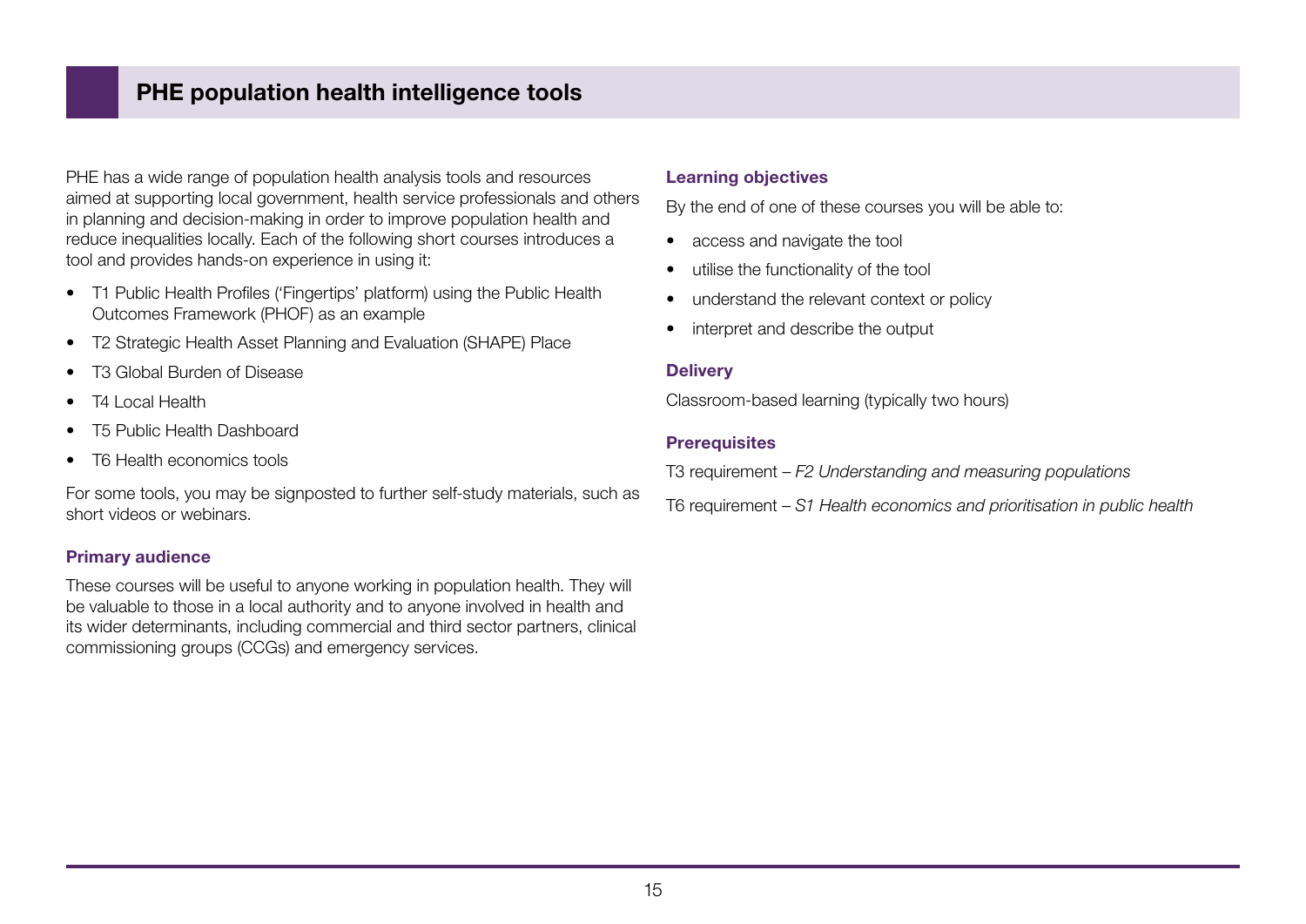## PHE population health intelligence tools

PHE has a wide range of population health analysis tools and resources aimed at supporting local government, health service professionals and others in planning and decision-making in order to improve population health and reduce inequalities locally. Each of the following short courses introduces a tool and provides hands-on experience in using it:

- T1 Public Health Profiles ('Fingertips' platform) using the Public Health Outcomes Framework (PHOF) as an example
- T2 Strategic Health Asset Planning and Evaluation (SHAPE) Place
- T3 Global Burden of Disease
- T4 Local Health
- T5 Public Health Dashboard
- T6 Health economics tools

For some tools, you may be signposted to further self-study materials, such as short videos or webinars.

### Primary audience

These courses will be useful to anyone working in population health. They will be valuable to those in a local authority and to anyone involved in health and its wider determinants, including commercial and third sector partners, clinical commissioning groups (CCGs) and emergency services.

### Learning objectives

By the end of one of these courses you will be able to:

- access and navigate the tool
- utilise the functionality of the tool
- understand the relevant context or policy
- interpret and describe the output

### Delivery

Classroom-based learning (typically two hours)

### Prerequisites

T3 requirement – *F2 Understanding and measuring populations*

T6 requirement – *S1 Health economics and prioritisation in public health*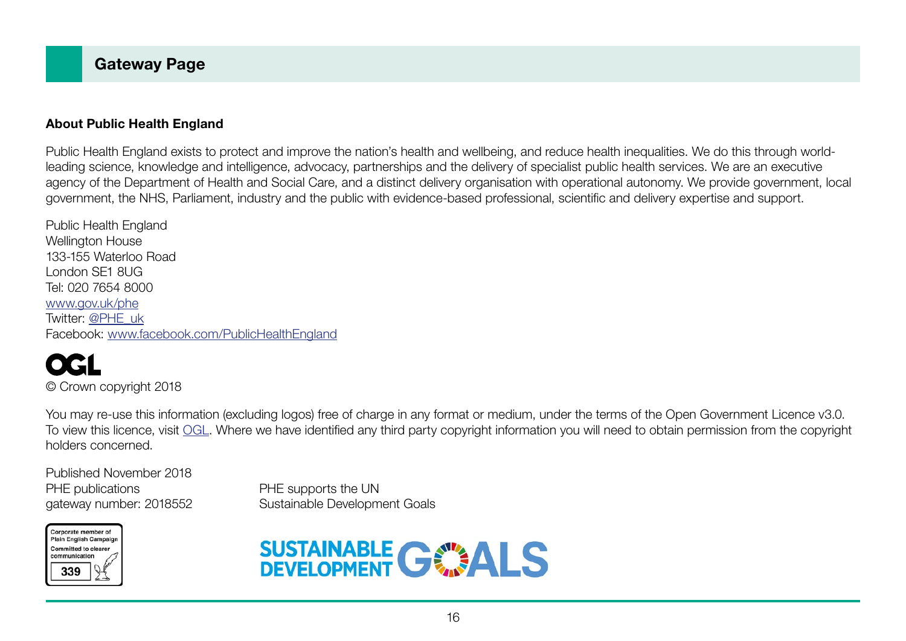# Gateway Page

**About Public Health England**

Public Health England exists to protect and improve the nation's health and wellbeing, and reduce health inequalities. We do this through world-leading science, knowledge and intelligence, advocacy, partnerships and the delivery of specialist public health services. We are an executive agency of the Department of Health and Social Care, and a distinct delivery organisation with operational autonomy. We provide government, local government, the NHS, Parliament, industry and the public with evidence-based professional, scientific and delivery expertise and support.

Public Health England
Wellington House
133-155 Waterloo Road
London SE1 8UG
Tel: 020 7654 8000
www.gov.uk/phe
Twitter: @PHE_uk
Facebook: www.facebook.com/PublicHealthEngland

OGL

© Crown copyright 2018

You may re-use this information (excluding logos) free of charge in any format or medium, under the terms of the Open Government Licence v3.0. To view this licence, visit OGL. Where we have identified any third party copyright information you will need to obtain permission from the copyright holders concerned.

Published November 2018
PHE publications
gateway number: 2018552

PHE supports the UN
Sustainable Development Goals

Corporate member of Plain English Campaign
Committed to clearer communication
339

SUSTAINABLE DEVELOPMENT GOALS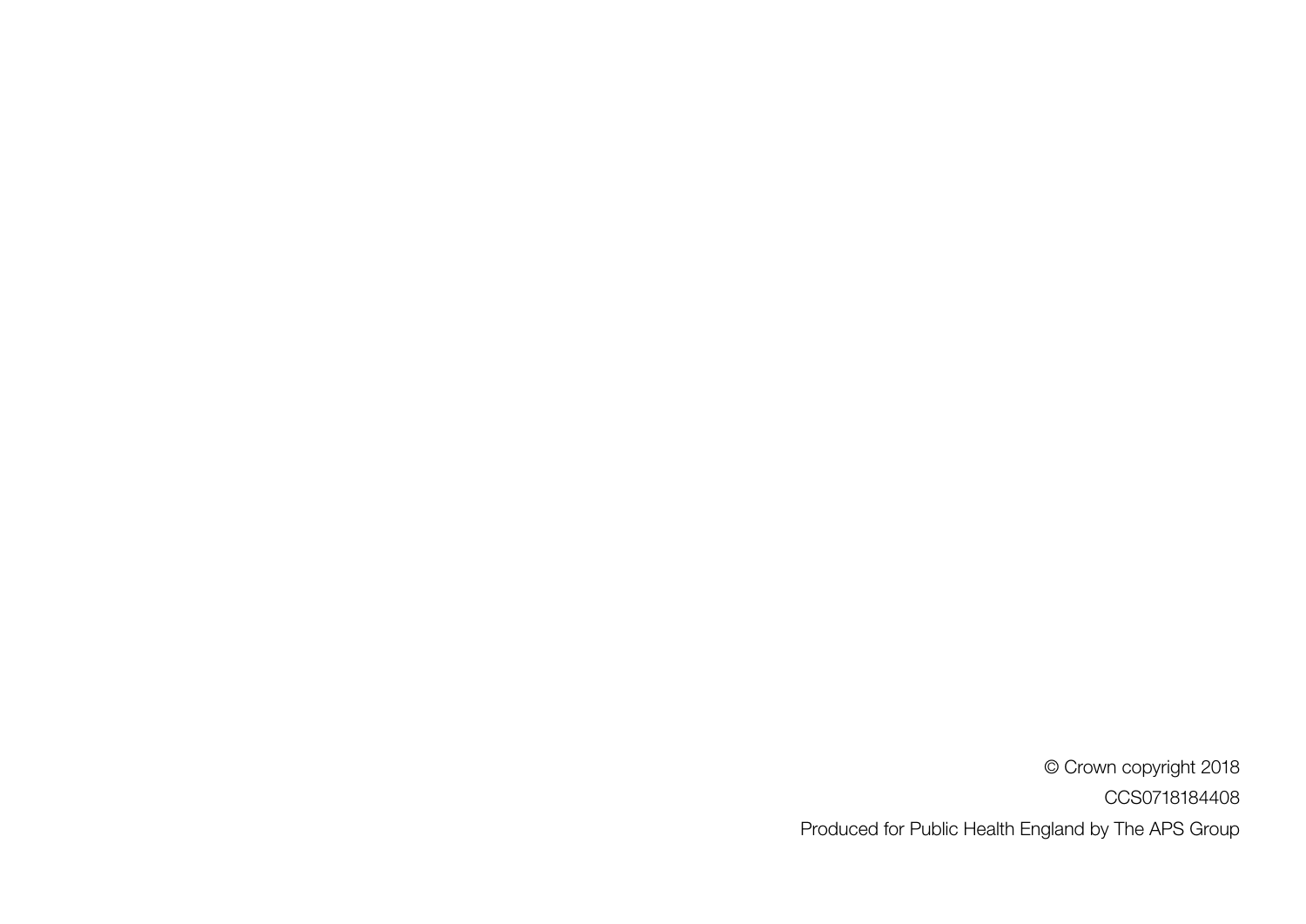© Crown copyright 2018

CCS0718184408

Produced for Public Health England by The APS Group